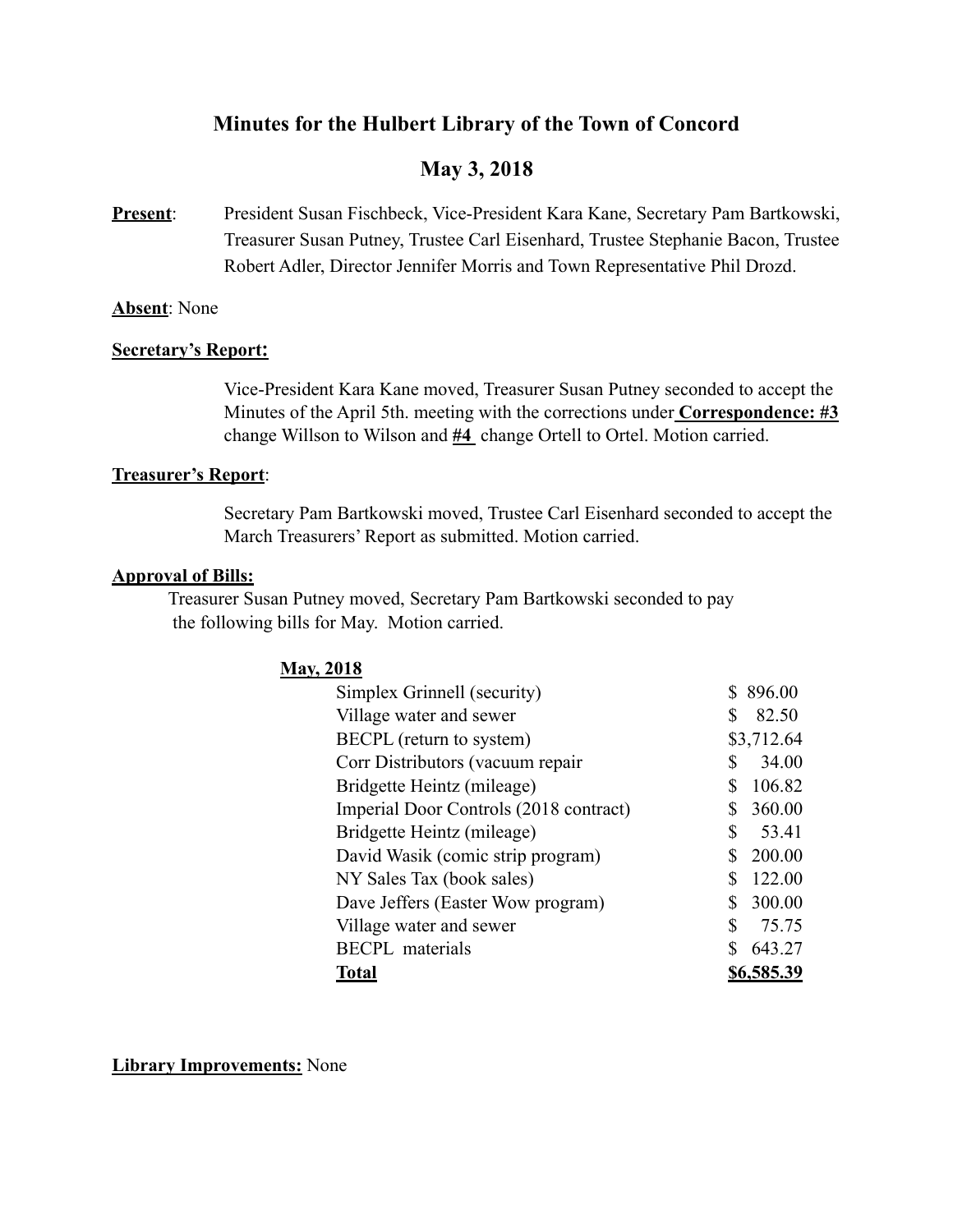# Minutes for the Hulbert Library of the Town of Concord

## May 3, 2018

**Present**: President Susan Fischbeck, Vice-President Kara Kane, Secretary Pam Bartkowski, Treasurer Susan Putney, Trustee Carl Eisenhard, Trustee Stephanie Bacon, Trustee Robert Adler, Director Jennifer Morris and Town Representative Phil Drozd.

**Absent**: None

**Secretary's Report:**

Vice-President Kara Kane moved, Treasurer Susan Putney seconded to accept the Minutes of the April 5th. meeting with the corrections under **Correspondence: #3** change Willson to Wilson and **#4** change Ortell to Ortel. Motion carried.

**Treasurer's Report**:

Secretary Pam Bartkowski moved, Trustee Carl Eisenhard seconded to accept the March Treasurers' Report as submitted. Motion carried.

**Approval of Bills:**

Treasurer Susan Putney moved, Secretary Pam Bartkowski seconded to pay the following bills for May. Motion carried.

**May, 2018**

| | |
|---|---|
| Simplex Grinnell (security) | $ 896.00 |
| Village water and sewer | $ 82.50 |
| BECPL (return to system) | $3,712.64 |
| Corr Distributors (vacuum repair | $ 34.00 |
| Bridgette Heintz (mileage) | $ 106.82 |
| Imperial Door Controls (2018 contract) | $ 360.00 |
| Bridgette Heintz (mileage) | $ 53.41 |
| David Wasik (comic strip program) | $ 200.00 |
| NY Sales Tax (book sales) | $ 122.00 |
| Dave Jeffers (Easter Wow program) | $ 300.00 |
| Village water and sewer | $ 75.75 |
| BECPL materials | $ 643.27 |
| **Total** | **$6,585.39** |

**Library Improvements:** None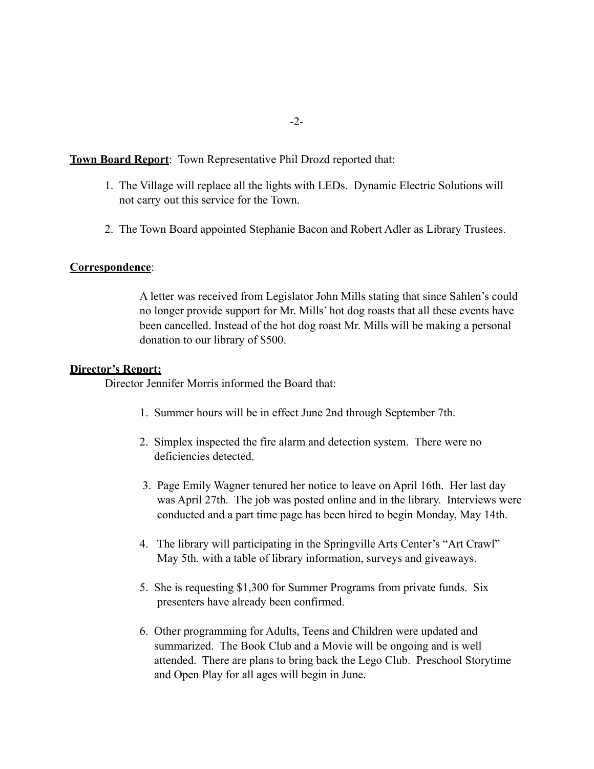**Town Board Report**: Town Representative Phil Drozd reported that:

1. The Village will replace all the lights with LEDs. Dynamic Electric Solutions will not carry out this service for the Town.

2. The Town Board appointed Stephanie Bacon and Robert Adler as Library Trustees.

**Correspondence**:

A letter was received from Legislator John Mills stating that since Sahlen's could no longer provide support for Mr. Mills' hot dog roasts that all these events have been cancelled. Instead of the hot dog roast Mr. Mills will be making a personal donation to our library of $500.

**Director's Report:**

Director Jennifer Morris informed the Board that:

1. Summer hours will be in effect June 2nd through September 7th.

2. Simplex inspected the fire alarm and detection system. There were no deficiencies detected.

3. Page Emily Wagner tenured her notice to leave on April 16th. Her last day was April 27th. The job was posted online and in the library. Interviews were conducted and a part time page has been hired to begin Monday, May 14th.

4. The library will participating in the Springville Arts Center's "Art Crawl" May 5th. with a table of library information, surveys and giveaways.

5. She is requesting $1,300 for Summer Programs from private funds. Six presenters have already been confirmed.

6. Other programming for Adults, Teens and Children were updated and summarized. The Book Club and a Movie will be ongoing and is well attended. There are plans to bring back the Lego Club. Preschool Storytime and Open Play for all ages will begin in June.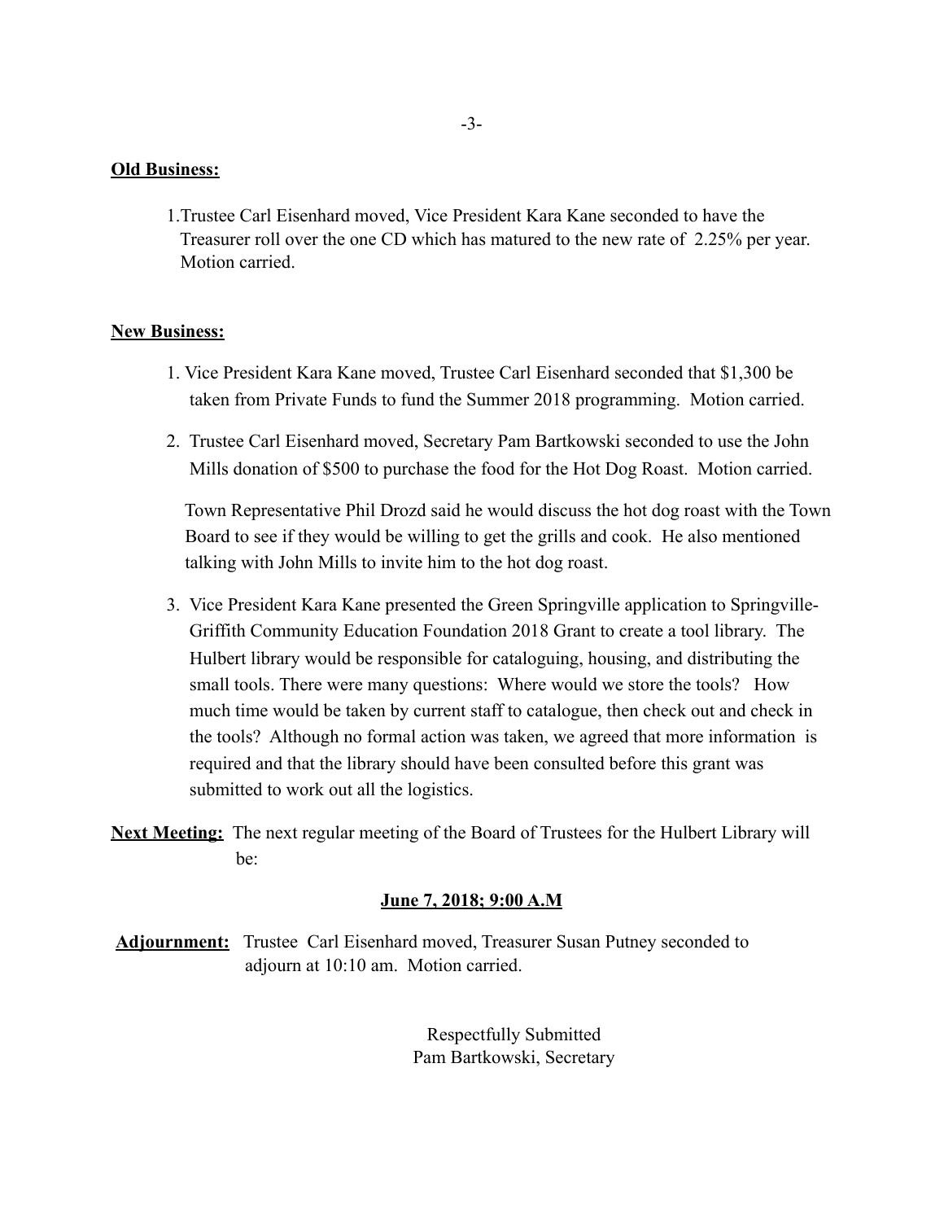**Old Business:**

1. Trustee Carl Eisenhard moved, Vice President Kara Kane seconded to have the Treasurer roll over the one CD which has matured to the new rate of 2.25% per year. Motion carried.

**New Business:**

1. Vice President Kara Kane moved, Trustee Carl Eisenhard seconded that $1,300 be taken from Private Funds to fund the Summer 2018 programming. Motion carried.

2. Trustee Carl Eisenhard moved, Secretary Pam Bartkowski seconded to use the John Mills donation of $500 to purchase the food for the Hot Dog Roast. Motion carried.

   Town Representative Phil Drozd said he would discuss the hot dog roast with the Town Board to see if they would be willing to get the grills and cook. He also mentioned talking with John Mills to invite him to the hot dog roast.

3. Vice President Kara Kane presented the Green Springville application to Springville-Griffith Community Education Foundation 2018 Grant to create a tool library. The Hulbert library would be responsible for cataloguing, housing, and distributing the small tools. There were many questions: Where would we store the tools? How much time would be taken by current staff to catalogue, then check out and check in the tools? Although no formal action was taken, we agreed that more information is required and that the library should have been consulted before this grant was submitted to work out all the logistics.

**Next Meeting:** The next regular meeting of the Board of Trustees for the Hulbert Library will be:

**June 7, 2018; 9:00 A.M**

**Adjournment:** Trustee Carl Eisenhard moved, Treasurer Susan Putney seconded to adjourn at 10:10 am. Motion carried.

Respectfully Submitted
Pam Bartkowski, Secretary